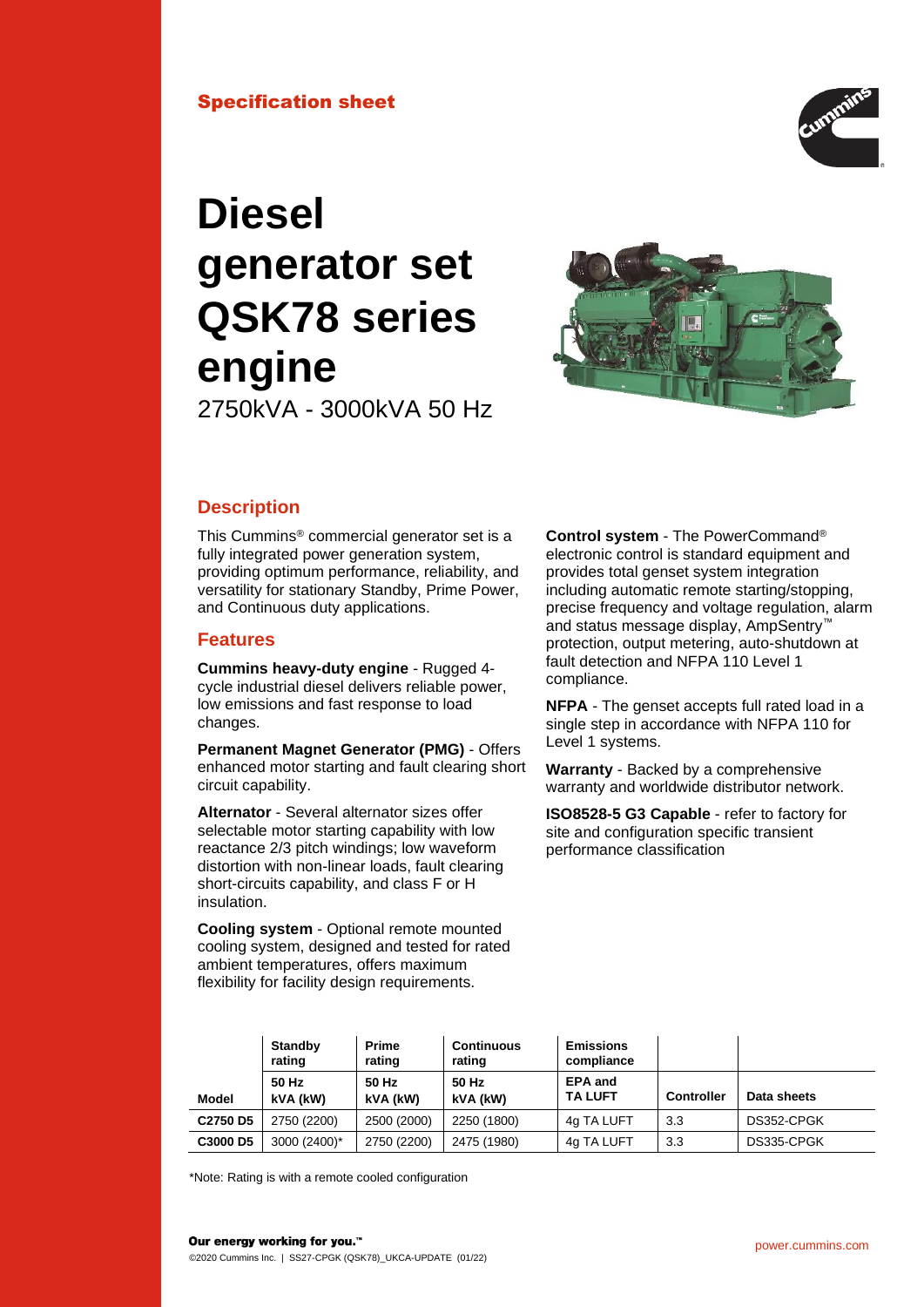Specification sheet

# Diesel generator set QSK78 series engine

2750kVA - 3000kVA 50 Hz

## Description

This Cummins® commercial generator set is a fully integrated power generation system, providing optimum performance, reliability, and versatility for stationary Standby, Prime Power, and Continuous duty applications.

## Features

**Cummins heavy-duty engine** - Rugged 4-cycle industrial diesel delivers reliable power, low emissions and fast response to load changes.

**Permanent Magnet Generator (PMG)** - Offers enhanced motor starting and fault clearing short circuit capability.

**Alternator** - Several alternator sizes offer selectable motor starting capability with low reactance 2/3 pitch windings; low waveform distortion with non-linear loads, fault clearing short-circuits capability, and class F or H insulation.

**Cooling system** - Optional remote mounted cooling system, designed and tested for rated ambient temperatures, offers maximum flexibility for facility design requirements.

**Control system** - The PowerCommand® electronic control is standard equipment and provides total genset system integration including automatic remote starting/stopping, precise frequency and voltage regulation, alarm and status message display, AmpSentry™ protection, output metering, auto-shutdown at fault detection and NFPA 110 Level 1 compliance.

**NFPA** - The genset accepts full rated load in a single step in accordance with NFPA 110 for Level 1 systems.

**Warranty** - Backed by a comprehensive warranty and worldwide distributor network.

**ISO8528-5 G3 Capable** - refer to factory for site and configuration specific transient performance classification

| | Standby rating | Prime rating | Continuous rating | Emissions compliance | | |
|---|---|---|---|---|---|---|
| **Model** | **50 Hz kVA (kW)** | **50 Hz kVA (kW)** | **50 Hz kVA (kW)** | **EPA and TA LUFT** | **Controller** | **Data sheets** |
| **C2750 D5** | 2750 (2200) | 2500 (2000) | 2250 (1800) | 4g TA LUFT | 3.3 | DS352-CPGK |
| **C3000 D5** | 3000 (2400)* | 2750 (2200) | 2475 (1980) | 4g TA LUFT | 3.3 | DS335-CPGK |

*Note: Rating is with a remote cooled configuration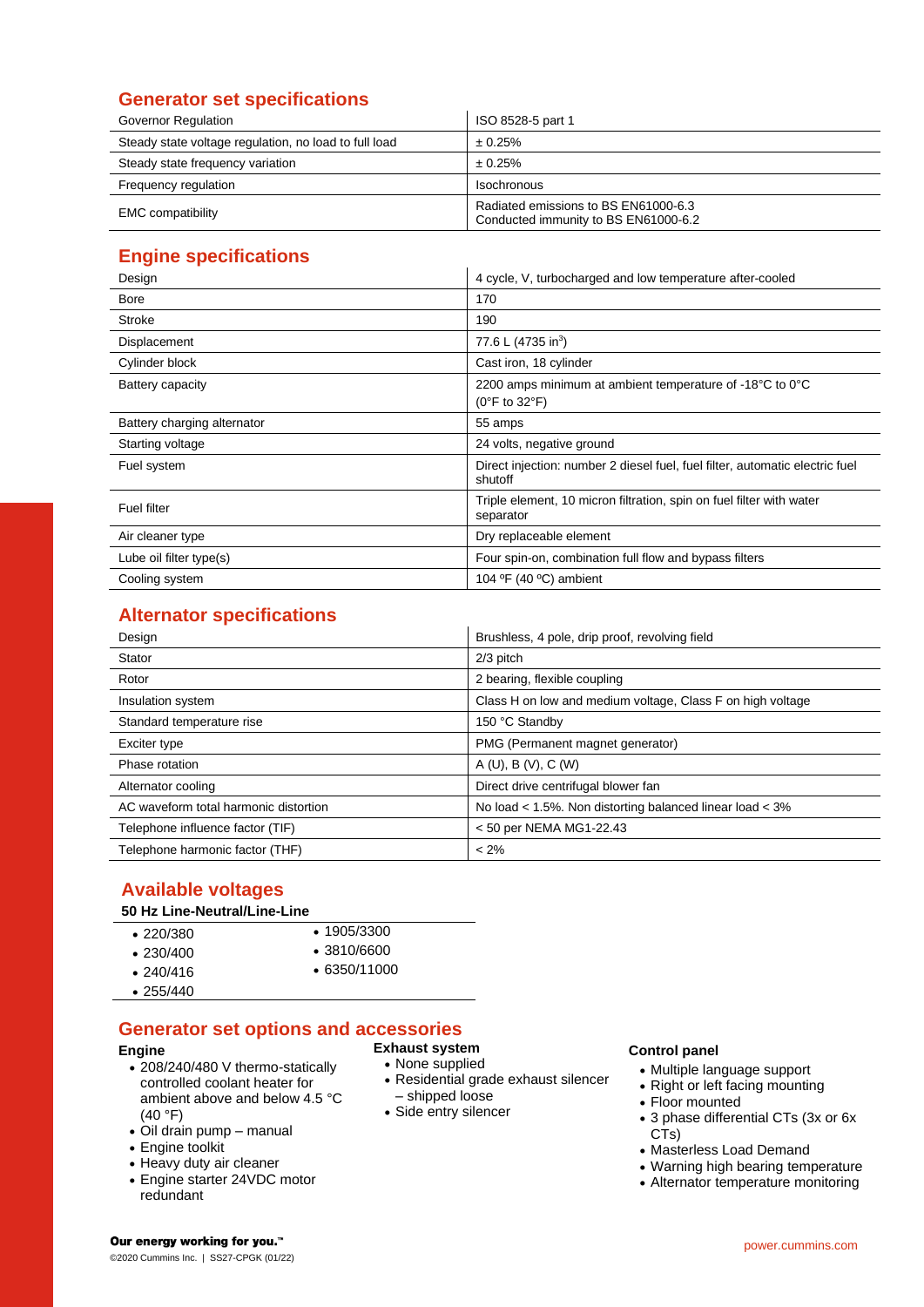## Generator set specifications

| | |
|---|---|
| Governor Regulation | ISO 8528-5 part 1 |
| Steady state voltage regulation, no load to full load | ± 0.25% |
| Steady state frequency variation | ± 0.25% |
| Frequency regulation | Isochronous |
| EMC compatibility | Radiated emissions to BS EN61000-6.3<br>Conducted immunity to BS EN61000-6.2 |

## Engine specifications

| | |
|---|---|
| Design | 4 cycle, V, turbocharged and low temperature after-cooled |
| Bore | 170 |
| Stroke | 190 |
| Displacement | 77.6 L (4735 in$^3$) |
| Cylinder block | Cast iron, 18 cylinder |
| Battery capacity | 2200 amps minimum at ambient temperature of -18°C to 0°C (0°F to 32°F) |
| Battery charging alternator | 55 amps |
| Starting voltage | 24 volts, negative ground |
| Fuel system | Direct injection: number 2 diesel fuel, fuel filter, automatic electric fuel shutoff |
| Fuel filter | Triple element, 10 micron filtration, spin on fuel filter with water separator |
| Air cleaner type | Dry replaceable element |
| Lube oil filter type(s) | Four spin-on, combination full flow and bypass filters |
| Cooling system | 104 ºF (40 ºC) ambient |

## Alternator specifications

| | |
|---|---|
| Design | Brushless, 4 pole, drip proof, revolving field |
| Stator | 2/3 pitch |
| Rotor | 2 bearing, flexible coupling |
| Insulation system | Class H on low and medium voltage, Class F on high voltage |
| Standard temperature rise | 150 °C Standby |
| Exciter type | PMG (Permanent magnet generator) |
| Phase rotation | A (U), B (V), C (W) |
| Alternator cooling | Direct drive centrifugal blower fan |
| AC waveform total harmonic distortion | No load < 1.5%. Non distorting balanced linear load < 3% |
| Telephone influence factor (TIF) | < 50 per NEMA MG1-22.43 |
| Telephone harmonic factor (THF) | < 2% |

## Available voltages

**50 Hz Line-Neutral/Line-Line**

- 220/380
- 230/400
- 240/416
- 255/440
- 1905/3300
- 3810/6600
- 6350/11000

## Generator set options and accessories

**Engine**

- 208/240/480 V thermo-statically controlled coolant heater for ambient above and below 4.5 °C (40 °F)
- Oil drain pump – manual
- Engine toolkit
- Heavy duty air cleaner
- Engine starter 24VDC motor redundant

**Exhaust system**

- None supplied
- Residential grade exhaust silencer – shipped loose
- Side entry silencer

**Control panel**

- Multiple language support
- Right or left facing mounting
- Floor mounted
- 3 phase differential CTs (3x or 6x CTs)
- Masterless Load Demand
- Warning high bearing temperature
- Alternator temperature monitoring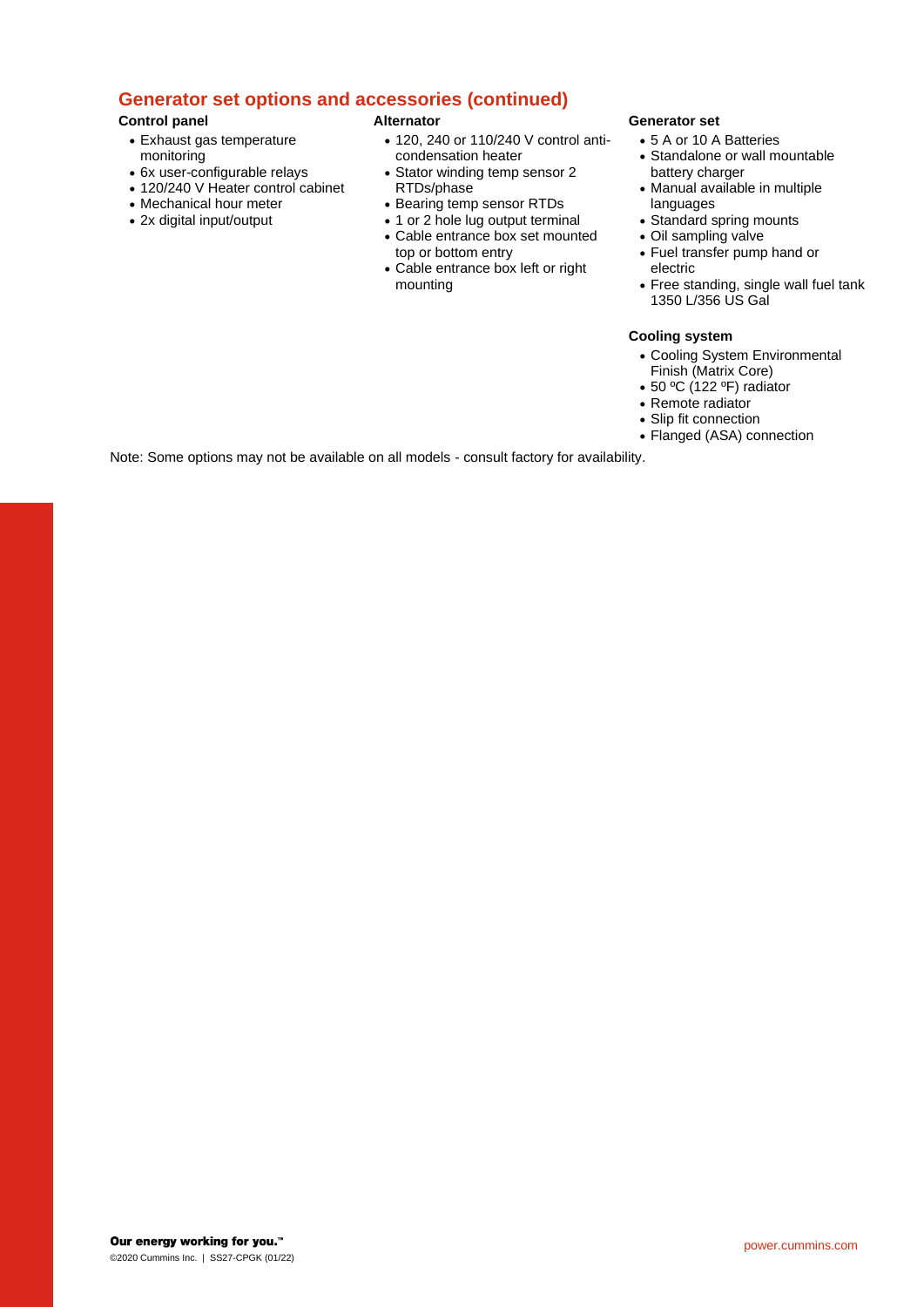## Generator set options and accessories (continued)

**Control panel**

- Exhaust gas temperature monitoring
- 6x user-configurable relays
- 120/240 V Heater control cabinet
- Mechanical hour meter
- 2x digital input/output

**Alternator**

- 120, 240 or 110/240 V control anti-condensation heater
- Stator winding temp sensor 2 RTDs/phase
- Bearing temp sensor RTDs
- 1 or 2 hole lug output terminal
- Cable entrance box set mounted top or bottom entry
- Cable entrance box left or right mounting

**Generator set**

- 5 A or 10 A Batteries
- Standalone or wall mountable battery charger
- Manual available in multiple languages
- Standard spring mounts
- Oil sampling valve
- Fuel transfer pump hand or electric
- Free standing, single wall fuel tank 1350 L/356 US Gal

**Cooling system**

- Cooling System Environmental Finish (Matrix Core)
- 50 ºC (122 ºF) radiator
- Remote radiator
- Slip fit connection
- Flanged (ASA) connection

Note: Some options may not be available on all models - consult factory for availability.

**Our energy working for you.™**

©2020 Cummins Inc. | SS27-CPGK (01/22)

power.cummins.com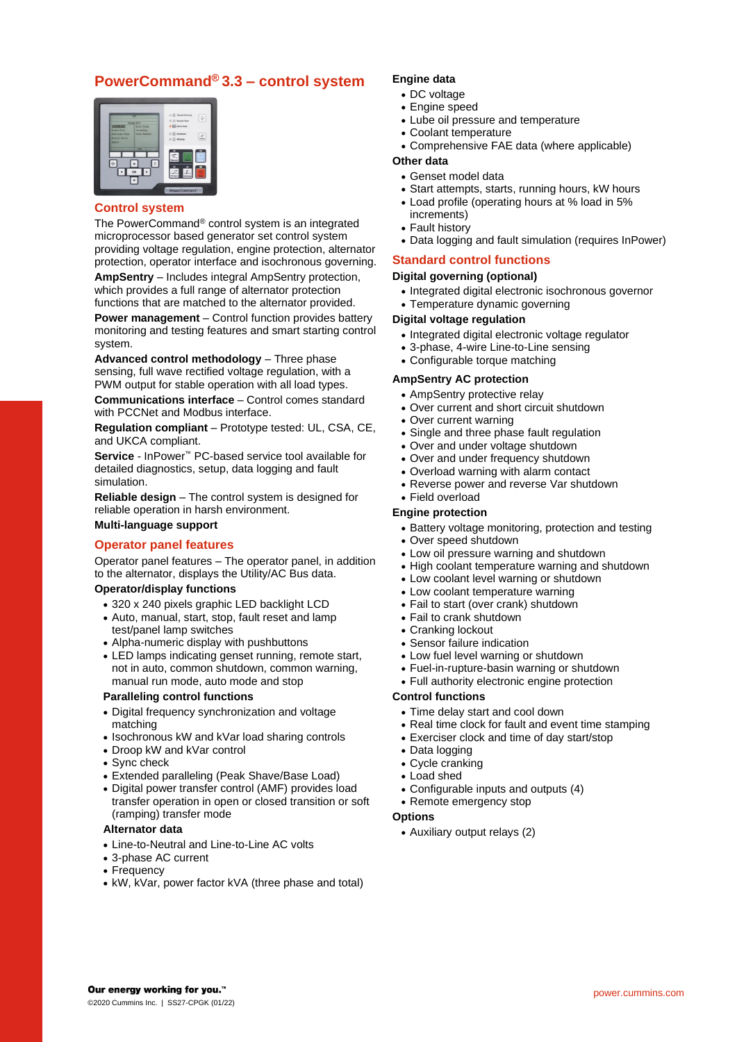## PowerCommand® 3.3 – control system

### Control system

The PowerCommand® control system is an integrated microprocessor based generator set control system providing voltage regulation, engine protection, alternator protection, operator interface and isochronous governing.

**AmpSentry** – Includes integral AmpSentry protection, which provides a full range of alternator protection functions that are matched to the alternator provided.

**Power management** – Control function provides battery monitoring and testing features and smart starting control system.

**Advanced control methodology** – Three phase sensing, full wave rectified voltage regulation, with a PWM output for stable operation with all load types.

**Communications interface** – Control comes standard with PCCNet and Modbus interface.

**Regulation compliant** – Prototype tested: UL, CSA, CE, and UKCA compliant.

**Service** - InPower™ PC-based service tool available for detailed diagnostics, setup, data logging and fault simulation.

**Reliable design** – The control system is designed for reliable operation in harsh environment.

**Multi-language support**

### Operator panel features

Operator panel features – The operator panel, in addition to the alternator, displays the Utility/AC Bus data.

**Operator/display functions**

- 320 x 240 pixels graphic LED backlight LCD
- Auto, manual, start, stop, fault reset and lamp test/panel lamp switches
- Alpha-numeric display with pushbuttons
- LED lamps indicating genset running, remote start, not in auto, common shutdown, common warning, manual run mode, auto mode and stop

**Paralleling control functions**

- Digital frequency synchronization and voltage matching
- Isochronous kW and kVar load sharing controls
- Droop kW and kVar control
- Sync check
- Extended paralleling (Peak Shave/Base Load)
- Digital power transfer control (AMF) provides load transfer operation in open or closed transition or soft (ramping) transfer mode

**Alternator data**

- Line-to-Neutral and Line-to-Line AC volts
- 3-phase AC current
- Frequency
- kW, kVar, power factor kVA (three phase and total)

**Engine data**

- DC voltage
- Engine speed
- Lube oil pressure and temperature
- Coolant temperature
- Comprehensive FAE data (where applicable)

**Other data**

- Genset model data
- Start attempts, starts, running hours, kW hours
- Load profile (operating hours at % load in 5% increments)
- Fault history
- Data logging and fault simulation (requires InPower)

### Standard control functions

**Digital governing (optional)**

- Integrated digital electronic isochronous governor
- Temperature dynamic governing

**Digital voltage regulation**

- Integrated digital electronic voltage regulator
- 3-phase, 4-wire Line-to-Line sensing
- Configurable torque matching

**AmpSentry AC protection**

- AmpSentry protective relay
- Over current and short circuit shutdown
- Over current warning
- Single and three phase fault regulation
- Over and under voltage shutdown
- Over and under frequency shutdown
- Overload warning with alarm contact
- Reverse power and reverse Var shutdown
- Field overload

**Engine protection**

- Battery voltage monitoring, protection and testing
- Over speed shutdown
- Low oil pressure warning and shutdown
- High coolant temperature warning and shutdown
- Low coolant level warning or shutdown
- Low coolant temperature warning
- Fail to start (over crank) shutdown
- Fail to crank shutdown
- Cranking lockout
- Sensor failure indication
- Low fuel level warning or shutdown
- Fuel-in-rupture-basin warning or shutdown
- Full authority electronic engine protection

**Control functions**

- Time delay start and cool down
- Real time clock for fault and event time stamping
- Exerciser clock and time of day start/stop
- Data logging
- Cycle cranking
- Load shed
- Configurable inputs and outputs (4)
- Remote emergency stop

**Options**

- Auxiliary output relays (2)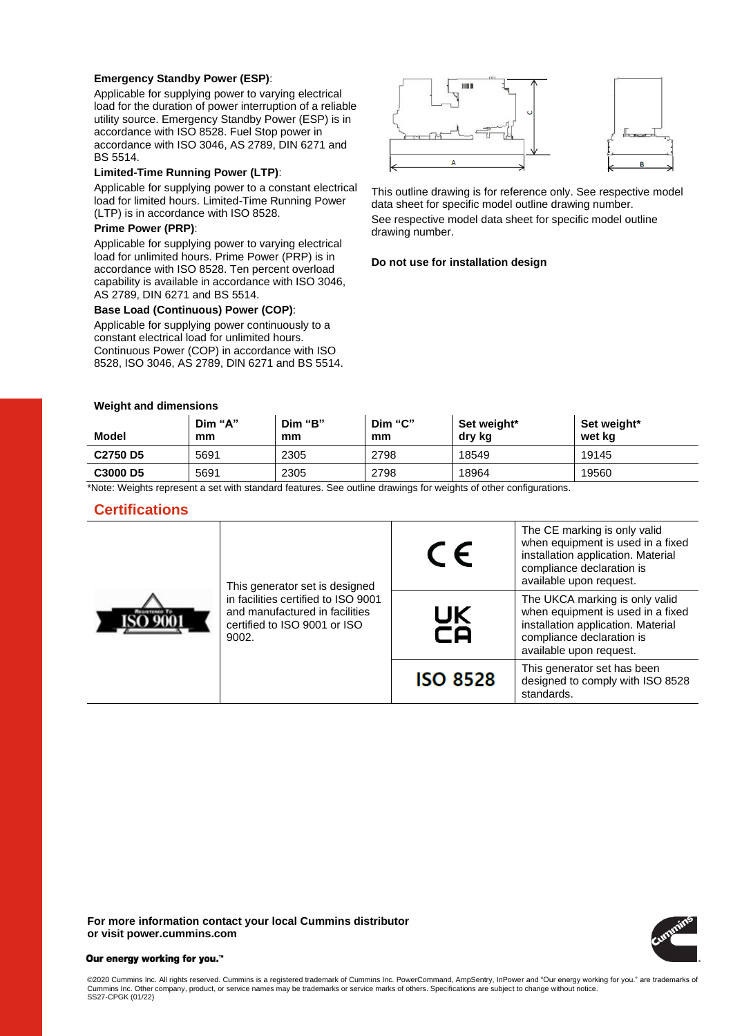**Emergency Standby Power (ESP)**:

Applicable for supplying power to varying electrical load for the duration of power interruption of a reliable utility source. Emergency Standby Power (ESP) is in accordance with ISO 8528. Fuel Stop power in accordance with ISO 3046, AS 2789, DIN 6271 and BS 5514.

**Limited-Time Running Power (LTP)**:

Applicable for supplying power to a constant electrical load for limited hours. Limited-Time Running Power (LTP) is in accordance with ISO 8528.

**Prime Power (PRP)**:

Applicable for supplying power to varying electrical load for unlimited hours. Prime Power (PRP) is in accordance with ISO 8528. Ten percent overload capability is available in accordance with ISO 3046, AS 2789, DIN 6271 and BS 5514.

**Base Load (Continuous) Power (COP)**:

Applicable for supplying power continuously to a constant electrical load for unlimited hours. Continuous Power (COP) in accordance with ISO 8528, ISO 3046, AS 2789, DIN 6271 and BS 5514.

C

A

B

This outline drawing is for reference only. See respective model data sheet for specific model outline drawing number.

See respective model data sheet for specific model outline drawing number.

**Do not use for installation design**

**Weight and dimensions**

| Model | Dim "A" mm | Dim "B" mm | Dim "C" mm | Set weight* dry kg | Set weight* wet kg |
|---|---|---|---|---|---|
| **C2750 D5** | 5691 | 2305 | 2798 | 18549 | 19145 |
| **C3000 D5** | 5691 | 2305 | 2798 | 18964 | 19560 |

*Note: Weights represent a set with standard features. See outline drawings for weights of other configurations.

## Certifications

| | | | |
|---|---|---|---|
| ISO 9001 | This generator set is designed in facilities certified to ISO 9001 and manufactured in facilities certified to ISO 9001 or ISO 9002. | CE | The CE marking is only valid when equipment is used in a fixed installation application. Material compliance declaration is available upon request. |
| | | UK CA | The UKCA marking is only valid when equipment is used in a fixed installation application. Material compliance declaration is available upon request. |
| | | ISO 8528 | This generator set has been designed to comply with ISO 8528 standards. |

**For more information contact your local Cummins distributor or visit power.cummins.com**

**Our energy working for you.™**

©2020 Cummins Inc. All rights reserved. Cummins is a registered trademark of Cummins Inc. PowerCommand, AmpSentry, InPower and "Our energy working for you." are trademarks of Cummins Inc. Other company, product, or service names may be trademarks or service marks of others. Specifications are subject to change without notice.
SS27-CPGK (01/22)